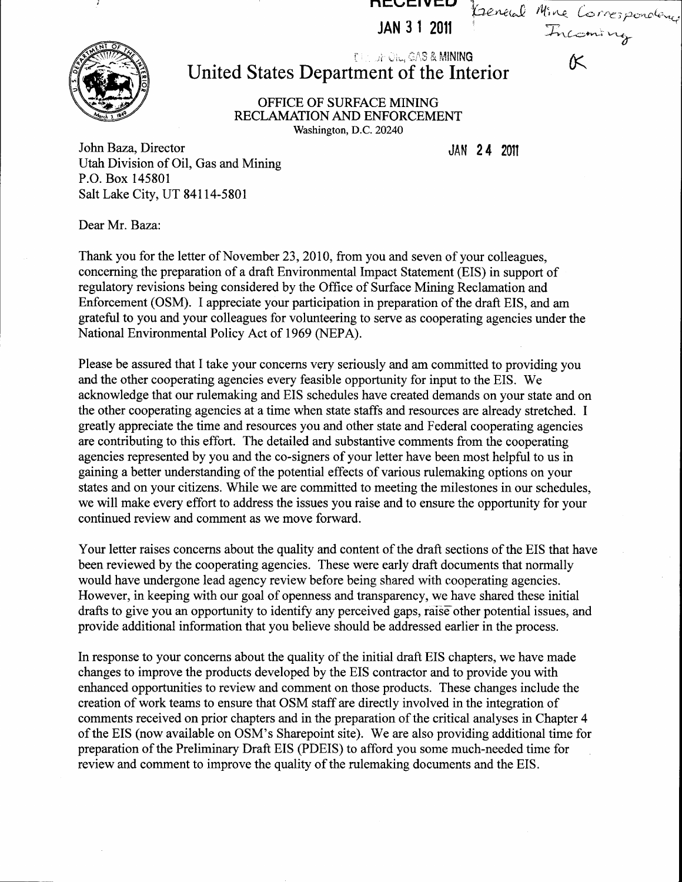RECEIVED

JAN 31 2011

DIV. OF OIL, GAS & MINING

General Mine Correspondence
Incoming

K

# United States Department of the Interior

OFFICE OF SURFACE MINING
RECLAMATION AND ENFORCEMENT
Washington, D.C. 20240

JAN 24 2011

John Baza, Director
Utah Division of Oil, Gas and Mining
P.O. Box 145801
Salt Lake City, UT 84114-5801

Dear Mr. Baza:

Thank you for the letter of November 23, 2010, from you and seven of your colleagues, concerning the preparation of a draft Environmental Impact Statement (EIS) in support of regulatory revisions being considered by the Office of Surface Mining Reclamation and Enforcement (OSM). I appreciate your participation in preparation of the draft EIS, and am grateful to you and your colleagues for volunteering to serve as cooperating agencies under the National Environmental Policy Act of 1969 (NEPA).

Please be assured that I take your concerns very seriously and am committed to providing you and the other cooperating agencies every feasible opportunity for input to the EIS. We acknowledge that our rulemaking and EIS schedules have created demands on your state and on the other cooperating agencies at a time when state staffs and resources are already stretched. I greatly appreciate the time and resources you and other state and Federal cooperating agencies are contributing to this effort. The detailed and substantive comments from the cooperating agencies represented by you and the co-signers of your letter have been most helpful to us in gaining a better understanding of the potential effects of various rulemaking options on your states and on your citizens. While we are committed to meeting the milestones in our schedules, we will make every effort to address the issues you raise and to ensure the opportunity for your continued review and comment as we move forward.

Your letter raises concerns about the quality and content of the draft sections of the EIS that have been reviewed by the cooperating agencies. These were early draft documents that normally would have undergone lead agency review before being shared with cooperating agencies. However, in keeping with our goal of openness and transparency, we have shared these initial drafts to give you an opportunity to identify any perceived gaps, raise other potential issues, and provide additional information that you believe should be addressed earlier in the process.

In response to your concerns about the quality of the initial draft EIS chapters, we have made changes to improve the products developed by the EIS contractor and to provide you with enhanced opportunities to review and comment on those products. These changes include the creation of work teams to ensure that OSM staff are directly involved in the integration of comments received on prior chapters and in the preparation of the critical analyses in Chapter 4 of the EIS (now available on OSM's Sharepoint site). We are also providing additional time for preparation of the Preliminary Draft EIS (PDEIS) to afford you some much-needed time for review and comment to improve the quality of the rulemaking documents and the EIS.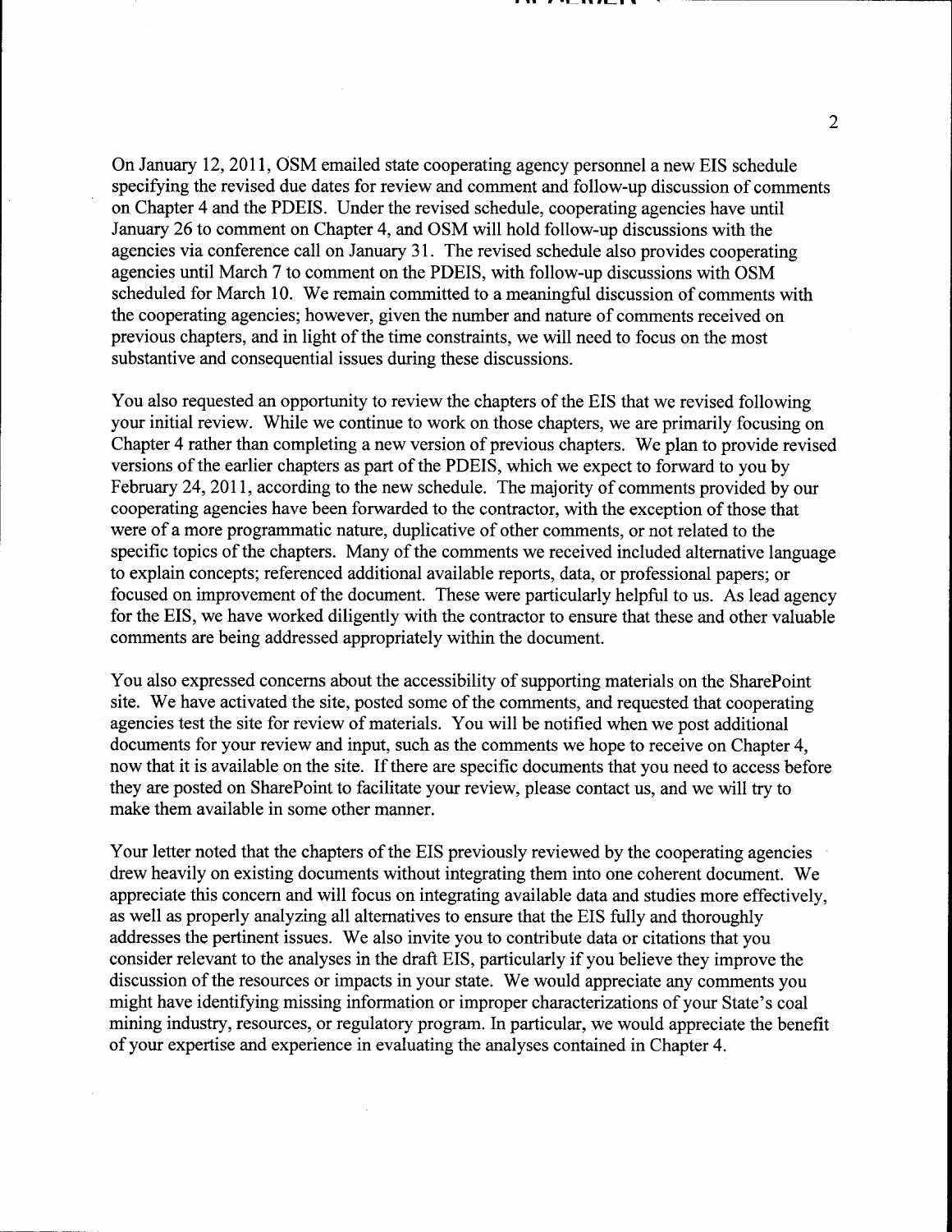On January 12, 2011, OSM emailed state cooperating agency personnel a new EIS schedule specifying the revised due dates for review and comment and follow-up discussion of comments on Chapter 4 and the PDEIS. Under the revised schedule, cooperating agencies have until January 26 to comment on Chapter 4, and OSM will hold follow-up discussions with the agencies via conference call on January 31. The revised schedule also provides cooperating agencies until March 7 to comment on the PDEIS, with follow-up discussions with OSM scheduled for March 10. We remain committed to a meaningful discussion of comments with the cooperating agencies; however, given the number and nature of comments received on previous chapters, and in light of the time constraints, we will need to focus on the most substantive and consequential issues during these discussions.

You also requested an opportunity to review the chapters of the EIS that we revised following your initial review. While we continue to work on those chapters, we are primarily focusing on Chapter 4 rather than completing a new version of previous chapters. We plan to provide revised versions of the earlier chapters as part of the PDEIS, which we expect to forward to you by February 24, 2011, according to the new schedule. The majority of comments provided by our cooperating agencies have been forwarded to the contractor, with the exception of those that were of a more programmatic nature, duplicative of other comments, or not related to the specific topics of the chapters. Many of the comments we received included alternative language to explain concepts; referenced additional available reports, data, or professional papers; or focused on improvement of the document. These were particularly helpful to us. As lead agency for the EIS, we have worked diligently with the contractor to ensure that these and other valuable comments are being addressed appropriately within the document.

You also expressed concerns about the accessibility of supporting materials on the SharePoint site. We have activated the site, posted some of the comments, and requested that cooperating agencies test the site for review of materials. You will be notified when we post additional documents for your review and input, such as the comments we hope to receive on Chapter 4, now that it is available on the site. If there are specific documents that you need to access before they are posted on SharePoint to facilitate your review, please contact us, and we will try to make them available in some other manner.

Your letter noted that the chapters of the EIS previously reviewed by the cooperating agencies drew heavily on existing documents without integrating them into one coherent document. We appreciate this concern and will focus on integrating available data and studies more effectively, as well as properly analyzing all alternatives to ensure that the EIS fully and thoroughly addresses the pertinent issues. We also invite you to contribute data or citations that you consider relevant to the analyses in the draft EIS, particularly if you believe they improve the discussion of the resources or impacts in your state. We would appreciate any comments you might have identifying missing information or improper characterizations of your State's coal mining industry, resources, or regulatory program. In particular, we would appreciate the benefit of your expertise and experience in evaluating the analyses contained in Chapter 4.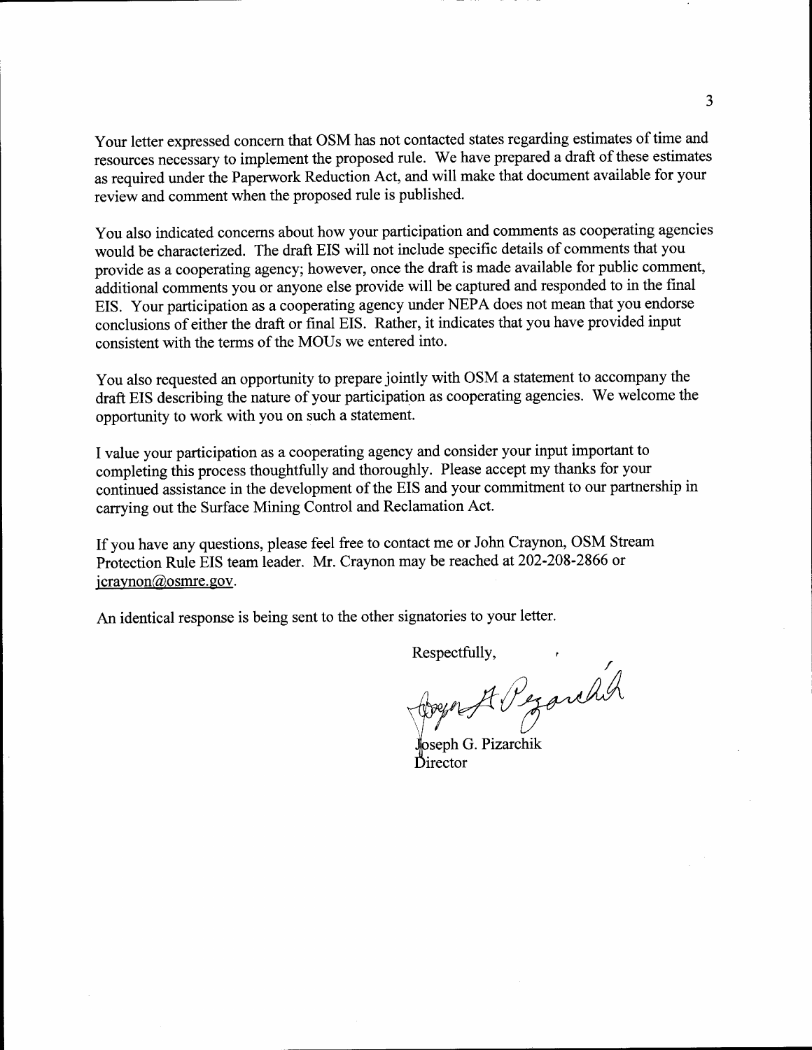Your letter expressed concern that OSM has not contacted states regarding estimates of time and resources necessary to implement the proposed rule. We have prepared a draft of these estimates as required under the Paperwork Reduction Act, and will make that document available for your review and comment when the proposed rule is published.

You also indicated concerns about how your participation and comments as cooperating agencies would be characterized. The draft EIS will not include specific details of comments that you provide as a cooperating agency; however, once the draft is made available for public comment, additional comments you or anyone else provide will be captured and responded to in the final EIS. Your participation as a cooperating agency under NEPA does not mean that you endorse conclusions of either the draft or final EIS. Rather, it indicates that you have provided input consistent with the terms of the MOUs we entered into.

You also requested an opportunity to prepare jointly with OSM a statement to accompany the draft EIS describing the nature of your participation as cooperating agencies. We welcome the opportunity to work with you on such a statement.

I value your participation as a cooperating agency and consider your input important to completing this process thoughtfully and thoroughly. Please accept my thanks for your continued assistance in the development of the EIS and your commitment to our partnership in carrying out the Surface Mining Control and Reclamation Act.

If you have any questions, please feel free to contact me or John Craynon, OSM Stream Protection Rule EIS team leader. Mr. Craynon may be reached at 202-208-2866 or jcraynon@osmre.gov.

An identical response is being sent to the other signatories to your letter.

Respectfully,

Joseph G. Pizarchik
Director